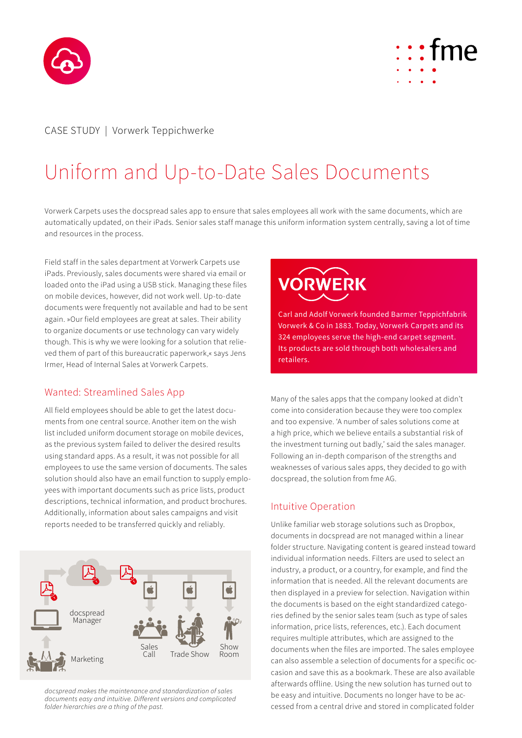CASE STUDY | Vorwerk Teppichwerke

# Uniform and Up-to-Date Sales Documents

Vorwerk Carpets uses the docspread sales app to ensure that sales employees all work with the same documents, which are automatically updated, on their iPads. Senior sales staff manage this uniform information system centrally, saving a lot of time and resources in the process.

Field staff in the sales department at Vorwerk Carpets use iPads. Previously, sales documents were shared via email or loaded onto the iPad using a USB stick. Managing these files on mobile devices, however, did not work well. Up-to-date documents were frequently not available and had to be sent again. »Our field employees are great at sales. Their ability to organize documents or use technology can vary widely though. This is why we were looking for a solution that relieved them of part of this bureaucratic paperwork,« says Jens Irmer, Head of Internal Sales at Vorwerk Carpets.

## Wanted: Streamlined Sales App

All field employees should be able to get the latest documents from one central source. Another item on the wish list included uniform document storage on mobile devices, as the previous system failed to deliver the desired results using standard apps. As a result, it was not possible for all employees to use the same version of documents. The sales solution should also have an email function to supply employees with important documents such as price lists, product descriptions, technical information, and product brochures. Additionally, information about sales campaigns and visit reports needed to be transferred quickly and reliably.

docspread Manager

Marketing

Sales Call

Trade Show

Show Room

*docspread makes the maintenance and standardization of sales documents easy and intuitive. Different versions and complicated folder hierarchies are a thing of the past.*

**VORWERK**

Carl and Adolf Vorwerk founded Barmer Teppichfabrik Vorwerk & Co in 1883. Today, Vorwerk Carpets and its 324 employees serve the high-end carpet segment. Its products are sold through both wholesalers and retailers.

Many of the sales apps that the company looked at didn't come into consideration because they were too complex and too expensive. 'A number of sales solutions come at a high price, which we believe entails a substantial risk of the investment turning out badly,' said the sales manager. Following an in-depth comparison of the strengths and weaknesses of various sales apps, they decided to go with docspread, the solution from fme AG.

## Intuitive Operation

Unlike familiar web storage solutions such as Dropbox, documents in docspread are not managed within a linear folder structure. Navigating content is geared instead toward individual information needs. Filters are used to select an industry, a product, or a country, for example, and find the information that is needed. All the relevant documents are then displayed in a preview for selection. Navigation within the documents is based on the eight standardized categories defined by the senior sales team (such as type of sales information, price lists, references, etc.). Each document requires multiple attributes, which are assigned to the documents when the files are imported. The sales employee can also assemble a selection of documents for a specific occasion and save this as a bookmark. These are also available afterwards offline. Using the new solution has turned out to be easy and intuitive. Documents no longer have to be accessed from a central drive and stored in complicated folder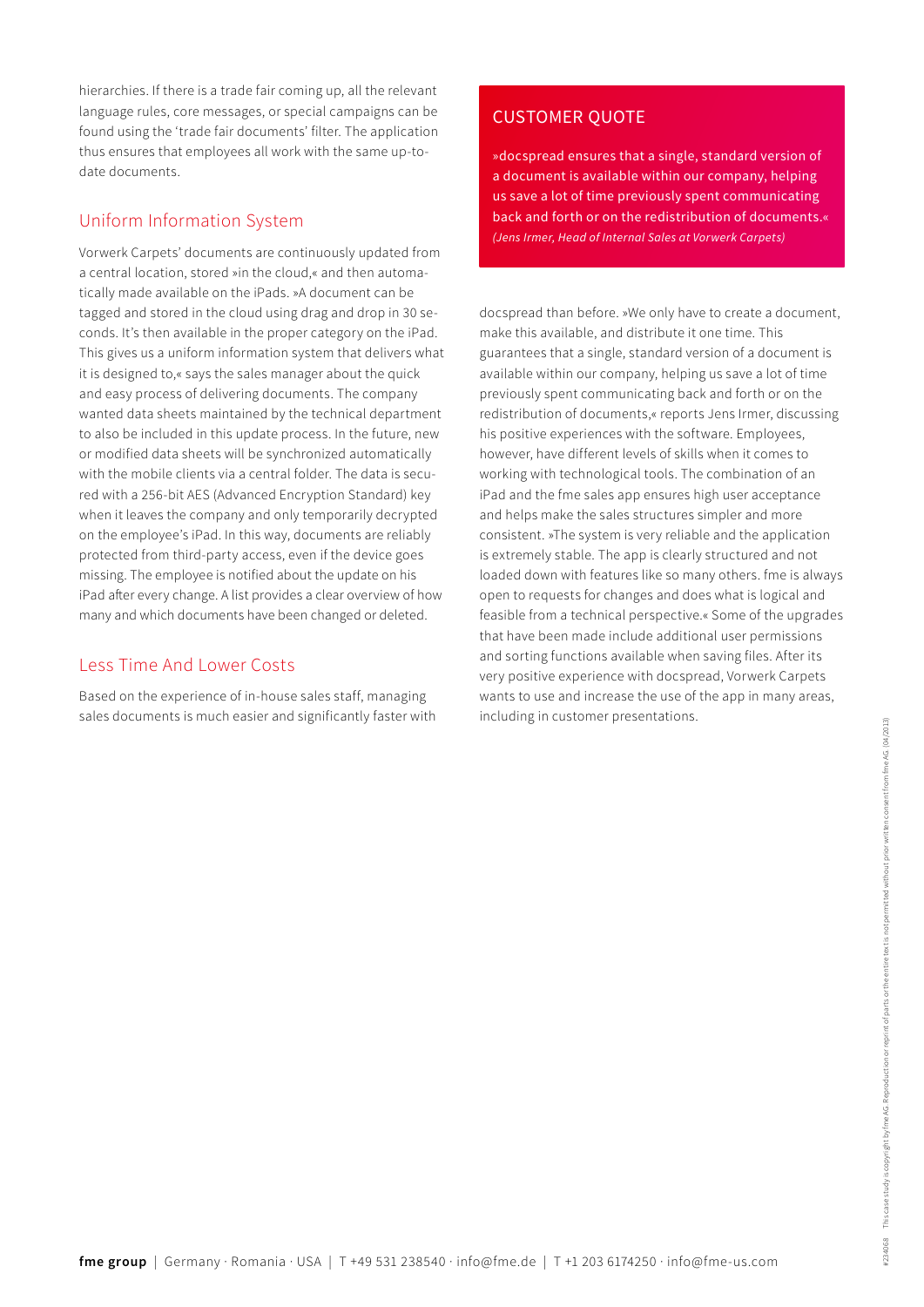hierarchies. If there is a trade fair coming up, all the relevant language rules, core messages, or special campaigns can be found using the 'trade fair documents' filter. The application thus ensures that employees all work with the same up-to-date documents.

## Uniform Information System

Vorwerk Carpets' documents are continuously updated from a central location, stored »in the cloud,« and then automatically made available on the iPads. »A document can be tagged and stored in the cloud using drag and drop in 30 seconds. It's then available in the proper category on the iPad. This gives us a uniform information system that delivers what it is designed to,« says the sales manager about the quick and easy process of delivering documents. The company wanted data sheets maintained by the technical department to also be included in this update process. In the future, new or modified data sheets will be synchronized automatically with the mobile clients via a central folder. The data is secured with a 256-bit AES (Advanced Encryption Standard) key when it leaves the company and only temporarily decrypted on the employee's iPad. In this way, documents are reliably protected from third-party access, even if the device goes missing. The employee is notified about the update on his iPad after every change. A list provides a clear overview of how many and which documents have been changed or deleted.

## Less Time And Lower Costs

Based on the experience of in-house sales staff, managing sales documents is much easier and significantly faster with docspread than before. »We only have to create a document, make this available, and distribute it one time. This guarantees that a single, standard version of a document is available within our company, helping us save a lot of time previously spent communicating back and forth or on the redistribution of documents,« reports Jens Irmer, discussing his positive experiences with the software. Employees, however, have different levels of skills when it comes to working with technological tools. The combination of an iPad and the fme sales app ensures high user acceptance and helps make the sales structures simpler and more consistent. »The system is very reliable and the application is extremely stable. The app is clearly structured and not loaded down with features like so many others. fme is always open to requests for changes and does what is logical and feasible from a technical perspective.« Some of the upgrades that have been made include additional user permissions and sorting functions available when saving files. After its very positive experience with docspread, Vorwerk Carpets wants to use and increase the use of the app in many areas, including in customer presentations.

## CUSTOMER QUOTE

»docspread ensures that a single, standard version of a document is available within our company, helping us save a lot of time previously spent communicating back and forth or on the redistribution of documents.«
*(Jens Irmer, Head of Internal Sales at Vorwerk Carpets)*

**fme group** | Germany · Romania · USA | T +49 531 238540 · info@fme.de | T +1 203 6174250 · info@fme-us.com

#234068 This case study is copyright by fme AG. Reproduction or reprint of parts or the entire text is not permitted without prior written consent from fme AG. (04/2013)